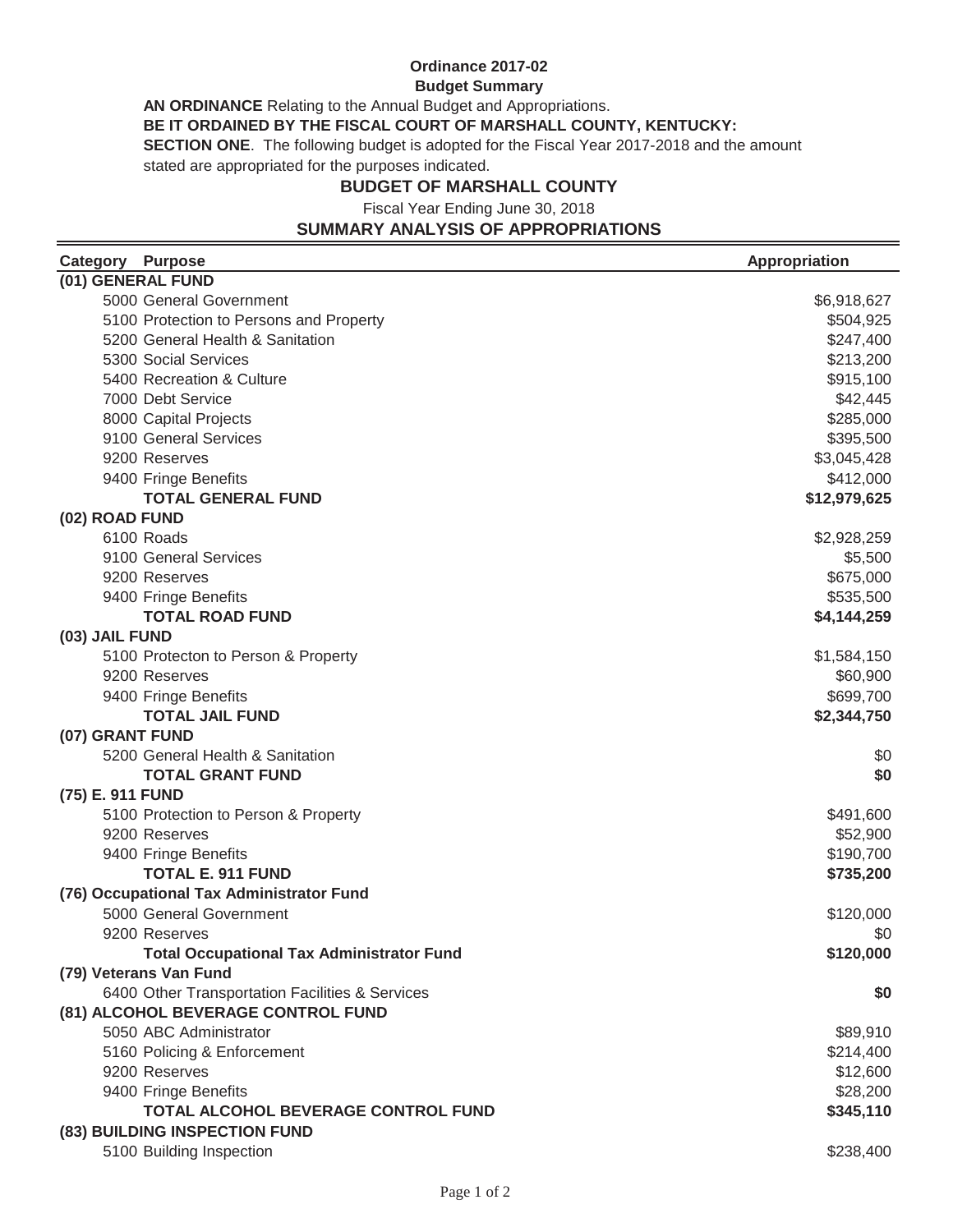**Ordinance 2017-02**

**Budget Summary**

**AN ORDINANCE** Relating to the Annual Budget and Appropriations.

**BE IT ORDAINED BY THE FISCAL COURT OF MARSHALL COUNTY, KENTUCKY:**

**SECTION ONE**. The following budget is adopted for the Fiscal Year 2017-2018 and the amount stated are appropriated for the purposes indicated.

## BUDGET OF MARSHALL COUNTY

Fiscal Year Ending June 30, 2018

### SUMMARY ANALYSIS OF APPROPRIATIONS

| Category Purpose | Appropriation |
|---|---|
| **(01) GENERAL FUND** | |
| 5000 General Government | $6,918,627 |
| 5100 Protection to Persons and Property | $504,925 |
| 5200 General Health & Sanitation | $247,400 |
| 5300 Social Services | $213,200 |
| 5400 Recreation & Culture | $915,100 |
| 7000 Debt Service | $42,445 |
| 8000 Capital Projects | $285,000 |
| 9100 General Services | $395,500 |
| 9200 Reserves | $3,045,428 |
| 9400 Fringe Benefits | $412,000 |
| **TOTAL GENERAL FUND** | **$12,979,625** |
| **(02) ROAD FUND** | |
| 6100 Roads | $2,928,259 |
| 9100 General Services | $5,500 |
| 9200 Reserves | $675,000 |
| 9400 Fringe Benefits | $535,500 |
| **TOTAL ROAD FUND** | **$4,144,259** |
| **(03) JAIL FUND** | |
| 5100 Protecton to Person & Property | $1,584,150 |
| 9200 Reserves | $60,900 |
| 9400 Fringe Benefits | $699,700 |
| **TOTAL JAIL FUND** | **$2,344,750** |
| **(07) GRANT FUND** | |
| 5200 General Health & Sanitation | $0 |
| **TOTAL GRANT FUND** | **$0** |
| **(75) E. 911 FUND** | |
| 5100 Protection to Person & Property | $491,600 |
| 9200 Reserves | $52,900 |
| 9400 Fringe Benefits | $190,700 |
| **TOTAL E. 911 FUND** | **$735,200** |
| **(76) Occupational Tax Administrator Fund** | |
| 5000 General Government | $120,000 |
| 9200 Reserves | $0 |
| **Total Occupational Tax Administrator Fund** | **$120,000** |
| **(79) Veterans Van Fund** | |
| 6400 Other Transportation Facilities & Services | **$0** |
| **(81) ALCOHOL BEVERAGE CONTROL FUND** | |
| 5050 ABC Administrator | $89,910 |
| 5160 Policing & Enforcement | $214,400 |
| 9200 Reserves | $12,600 |
| 9400 Fringe Benefits | $28,200 |
| **TOTAL ALCOHOL BEVERAGE CONTROL FUND** | **$345,110** |
| **(83) BUILDING INSPECTION FUND** | |
| 5100 Building Inspection | $238,400 |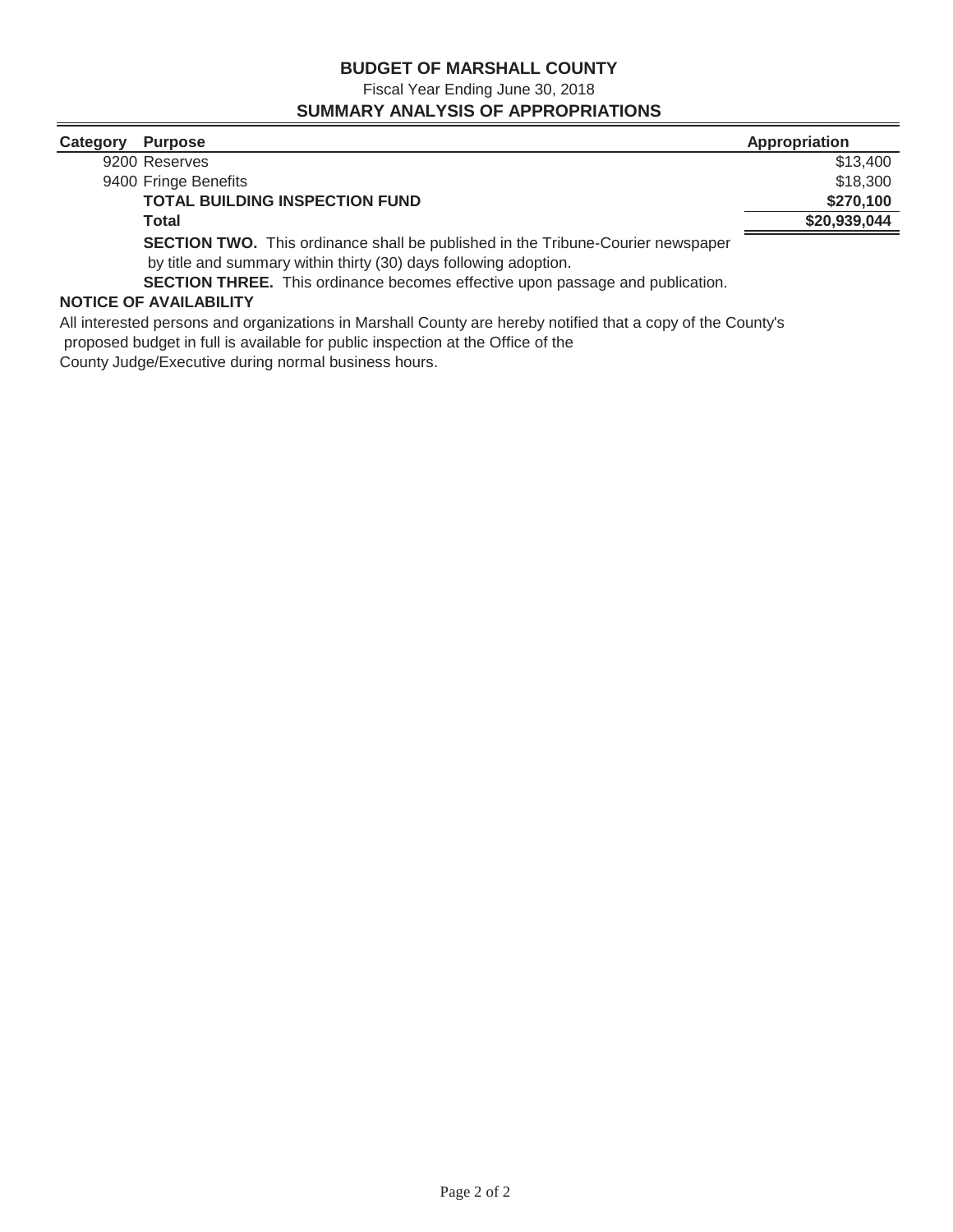# BUDGET OF MARSHALL COUNTY

Fiscal Year Ending June 30, 2018

## SUMMARY ANALYSIS OF APPROPRIATIONS

| Category | Purpose | Appropriation |
|---|---|---|
| 9200 | Reserves | $13,400 |
| 9400 | Fringe Benefits | $18,300 |
| | **TOTAL BUILDING INSPECTION FUND** | **$270,100** |
| | **Total** | **$20,939,044** |

**SECTION TWO.** This ordinance shall be published in the Tribune-Courier newspaper by title and summary within thirty (30) days following adoption.

**SECTION THREE.** This ordinance becomes effective upon passage and publication.

**NOTICE OF AVAILABILITY**

All interested persons and organizations in Marshall County are hereby notified that a copy of the County's proposed budget in full is available for public inspection at the Office of the County Judge/Executive during normal business hours.